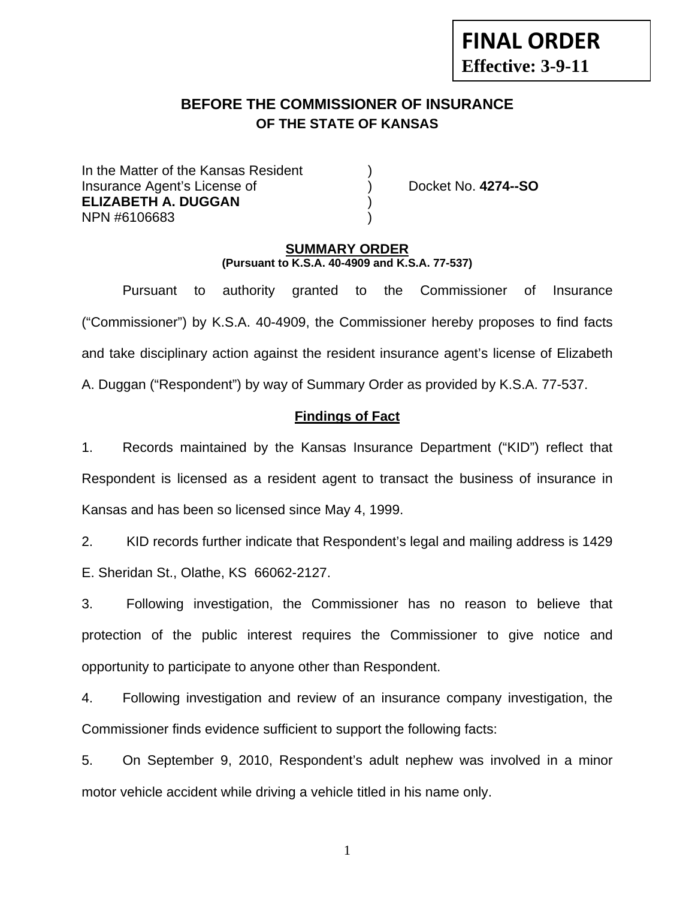**FINAL ORDER**
**Effective: 3-9-11**

# BEFORE THE COMMISSIONER OF INSURANCE
## OF THE STATE OF KANSAS

In the Matter of the Kansas Resident )
Insurance Agent's License of ) Docket No. **4274--SO**
**ELIZABETH A. DUGGAN** )
NPN #6106683 )

### SUMMARY ORDER
**(Pursuant to K.S.A. 40-4909 and K.S.A. 77-537)**

Pursuant to authority granted to the Commissioner of Insurance ("Commissioner") by K.S.A. 40-4909, the Commissioner hereby proposes to find facts and take disciplinary action against the resident insurance agent's license of Elizabeth A. Duggan ("Respondent") by way of Summary Order as provided by K.S.A. 77-537.

### Findings of Fact

1. Records maintained by the Kansas Insurance Department ("KID") reflect that Respondent is licensed as a resident agent to transact the business of insurance in Kansas and has been so licensed since May 4, 1999.

2. KID records further indicate that Respondent's legal and mailing address is 1429 E. Sheridan St., Olathe, KS 66062-2127.

3. Following investigation, the Commissioner has no reason to believe that protection of the public interest requires the Commissioner to give notice and opportunity to participate to anyone other than Respondent.

4. Following investigation and review of an insurance company investigation, the Commissioner finds evidence sufficient to support the following facts:

5. On September 9, 2010, Respondent's adult nephew was involved in a minor motor vehicle accident while driving a vehicle titled in his name only.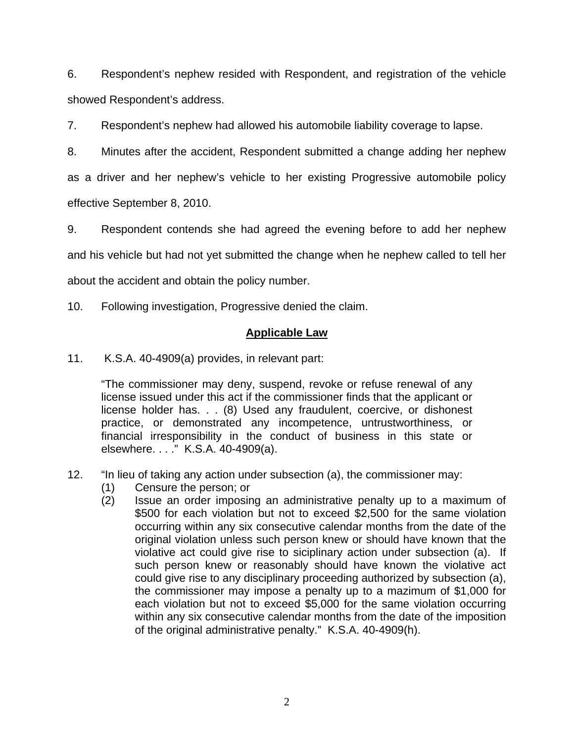6. Respondent's nephew resided with Respondent, and registration of the vehicle showed Respondent's address.

7. Respondent's nephew had allowed his automobile liability coverage to lapse.

8. Minutes after the accident, Respondent submitted a change adding her nephew as a driver and her nephew's vehicle to her existing Progressive automobile policy effective September 8, 2010.

9. Respondent contends she had agreed the evening before to add her nephew and his vehicle but had not yet submitted the change when he nephew called to tell her about the accident and obtain the policy number.

10. Following investigation, Progressive denied the claim.

## Applicable Law

11. K.S.A. 40-4909(a) provides, in relevant part:

> "The commissioner may deny, suspend, revoke or refuse renewal of any license issued under this act if the commissioner finds that the applicant or license holder has. . . (8) Used any fraudulent, coercive, or dishonest practice, or demonstrated any incompetence, untrustworthiness, or financial irresponsibility in the conduct of business in this state or elsewhere. . . ." K.S.A. 40-4909(a).

12. "In lieu of taking any action under subsection (a), the commissioner may:
    (1) Censure the person; or
    (2) Issue an order imposing an administrative penalty up to a maximum of \$500 for each violation but not to exceed \$2,500 for the same violation occurring within any six consecutive calendar months from the date of the original violation unless such person knew or should have known that the violative act could give rise to siciplinary action under subsection (a). If such person knew or reasonably should have known the violative act could give rise to any disciplinary proceeding authorized by subsection (a), the commissioner may impose a penalty up to a mazimum of \$1,000 for each violation but not to exceed \$5,000 for the same violation occurring within any six consecutive calendar months from the date of the imposition of the original administrative penalty." K.S.A. 40-4909(h).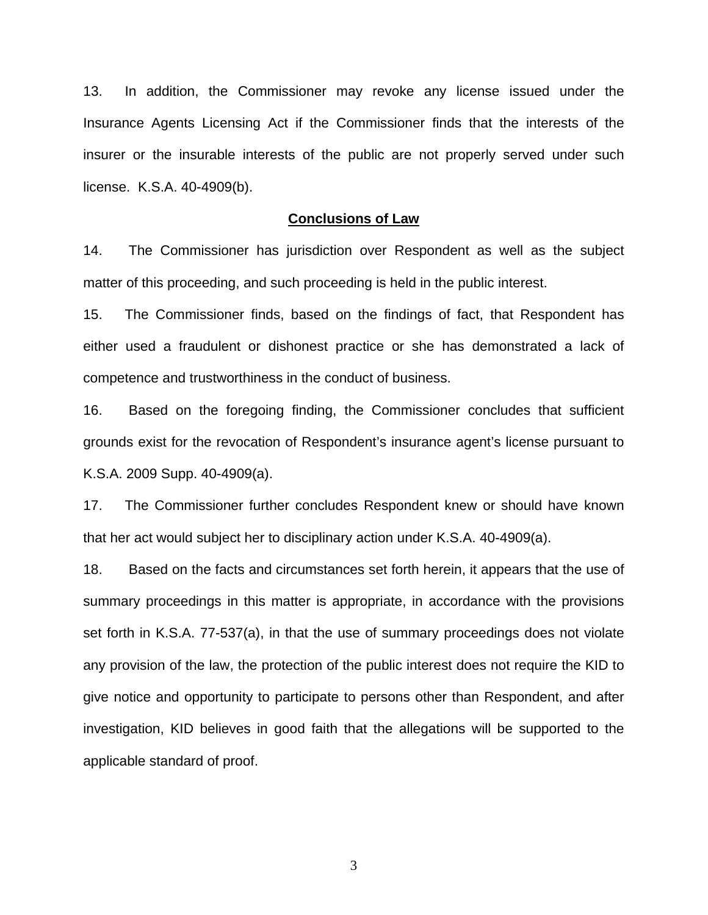13. In addition, the Commissioner may revoke any license issued under the Insurance Agents Licensing Act if the Commissioner finds that the interests of the insurer or the insurable interests of the public are not properly served under such license. K.S.A. 40-4909(b).

## Conclusions of Law

14. The Commissioner has jurisdiction over Respondent as well as the subject matter of this proceeding, and such proceeding is held in the public interest.

15. The Commissioner finds, based on the findings of fact, that Respondent has either used a fraudulent or dishonest practice or she has demonstrated a lack of competence and trustworthiness in the conduct of business.

16. Based on the foregoing finding, the Commissioner concludes that sufficient grounds exist for the revocation of Respondent's insurance agent's license pursuant to K.S.A. 2009 Supp. 40-4909(a).

17. The Commissioner further concludes Respondent knew or should have known that her act would subject her to disciplinary action under K.S.A. 40-4909(a).

18. Based on the facts and circumstances set forth herein, it appears that the use of summary proceedings in this matter is appropriate, in accordance with the provisions set forth in K.S.A. 77-537(a), in that the use of summary proceedings does not violate any provision of the law, the protection of the public interest does not require the KID to give notice and opportunity to participate to persons other than Respondent, and after investigation, KID believes in good faith that the allegations will be supported to the applicable standard of proof.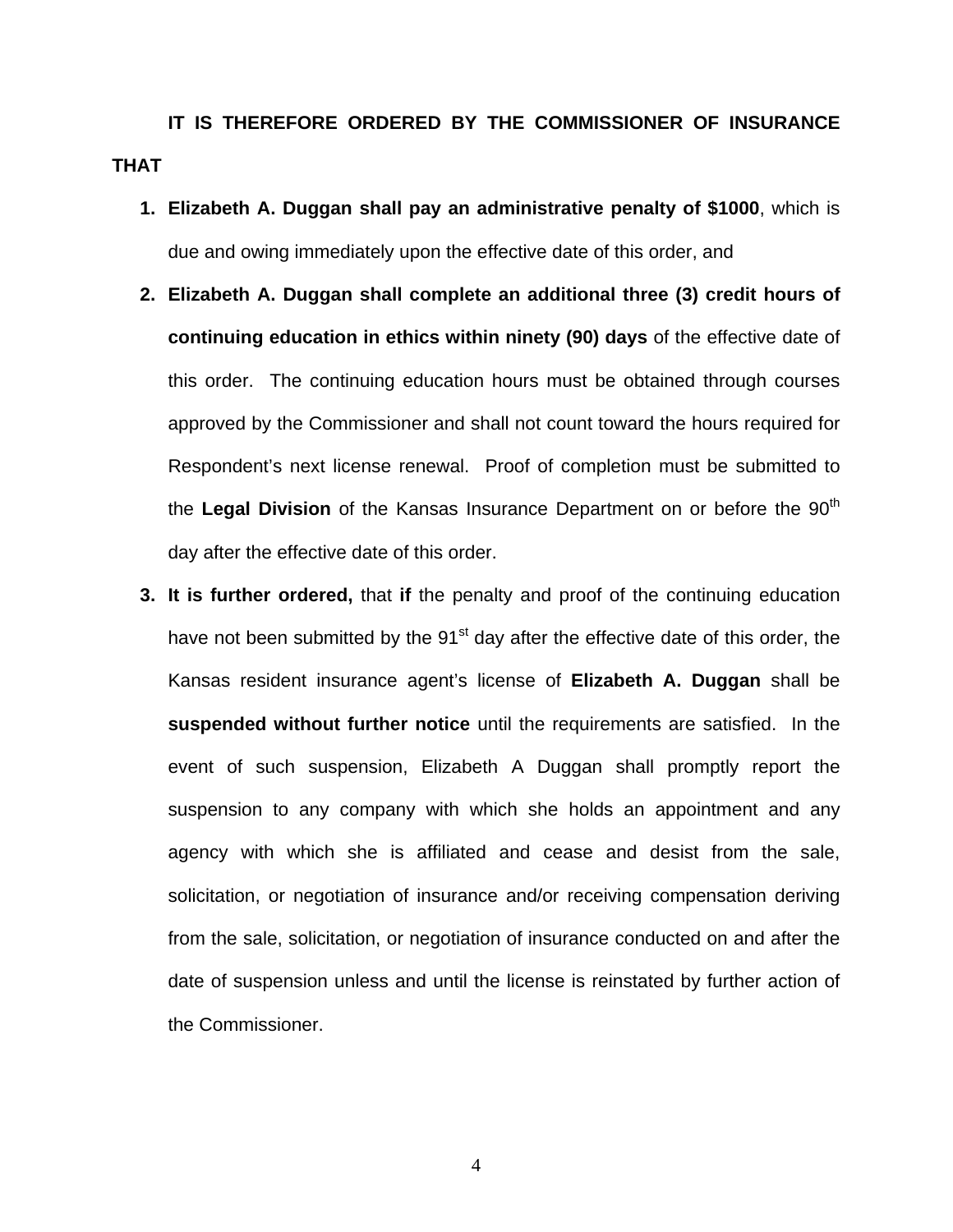**IT IS THEREFORE ORDERED BY THE COMMISSIONER OF INSURANCE THAT**

1. **Elizabeth A. Duggan shall pay an administrative penalty of $1000**, which is due and owing immediately upon the effective date of this order, and
2. **Elizabeth A. Duggan shall complete an additional three (3) credit hours of continuing education in ethics within ninety (90) days** of the effective date of this order. The continuing education hours must be obtained through courses approved by the Commissioner and shall not count toward the hours required for Respondent's next license renewal. Proof of completion must be submitted to the **Legal Division** of the Kansas Insurance Department on or before the 90th day after the effective date of this order.
3. **It is further ordered,** that **if** the penalty and proof of the continuing education have not been submitted by the 91st day after the effective date of this order, the Kansas resident insurance agent's license of **Elizabeth A. Duggan** shall be **suspended without further notice** until the requirements are satisfied. In the event of such suspension, Elizabeth A Duggan shall promptly report the suspension to any company with which she holds an appointment and any agency with which she is affiliated and cease and desist from the sale, solicitation, or negotiation of insurance and/or receiving compensation deriving from the sale, solicitation, or negotiation of insurance conducted on and after the date of suspension unless and until the license is reinstated by further action of the Commissioner.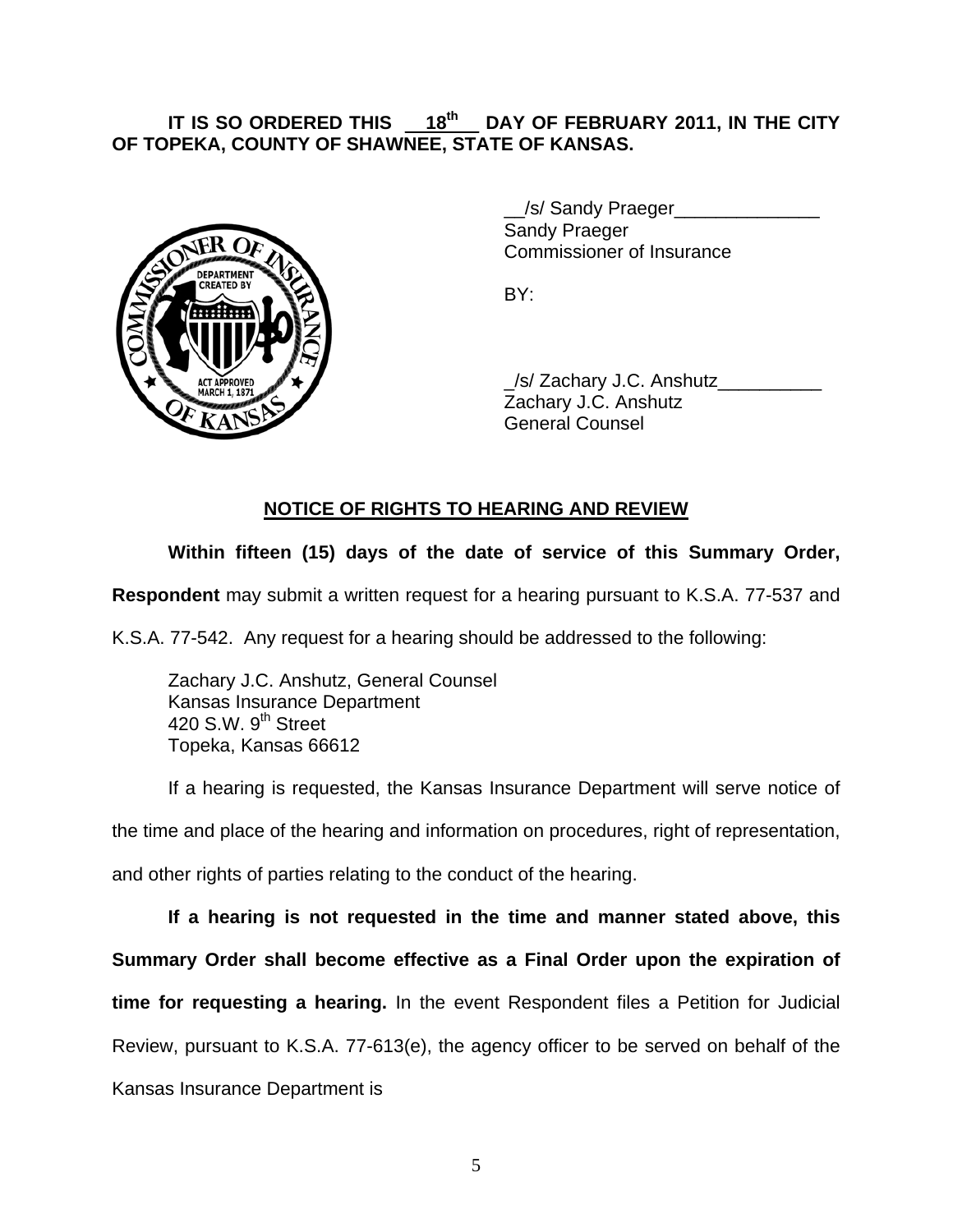**IT IS SO ORDERED THIS \_\_18th\_\_ DAY OF FEBRUARY 2011, IN THE CITY OF TOPEKA, COUNTY OF SHAWNEE, STATE OF KANSAS.**

\_\_/s/ Sandy Praeger\_\_\_\_\_\_\_\_\_\_\_\_\_\_
Sandy Praeger
Commissioner of Insurance

BY:

\_/s/ Zachary J.C. Anshutz\_\_\_\_\_\_\_\_\_\_
Zachary J.C. Anshutz
General Counsel

## NOTICE OF RIGHTS TO HEARING AND REVIEW

**Within fifteen (15) days of the date of service of this Summary Order, Respondent** may submit a written request for a hearing pursuant to K.S.A. 77-537 and K.S.A. 77-542. Any request for a hearing should be addressed to the following:

Zachary J.C. Anshutz, General Counsel
Kansas Insurance Department
420 S.W. 9th Street
Topeka, Kansas 66612

If a hearing is requested, the Kansas Insurance Department will serve notice of the time and place of the hearing and information on procedures, right of representation, and other rights of parties relating to the conduct of the hearing.

**If a hearing is not requested in the time and manner stated above, this Summary Order shall become effective as a Final Order upon the expiration of time for requesting a hearing.** In the event Respondent files a Petition for Judicial Review, pursuant to K.S.A. 77-613(e), the agency officer to be served on behalf of the Kansas Insurance Department is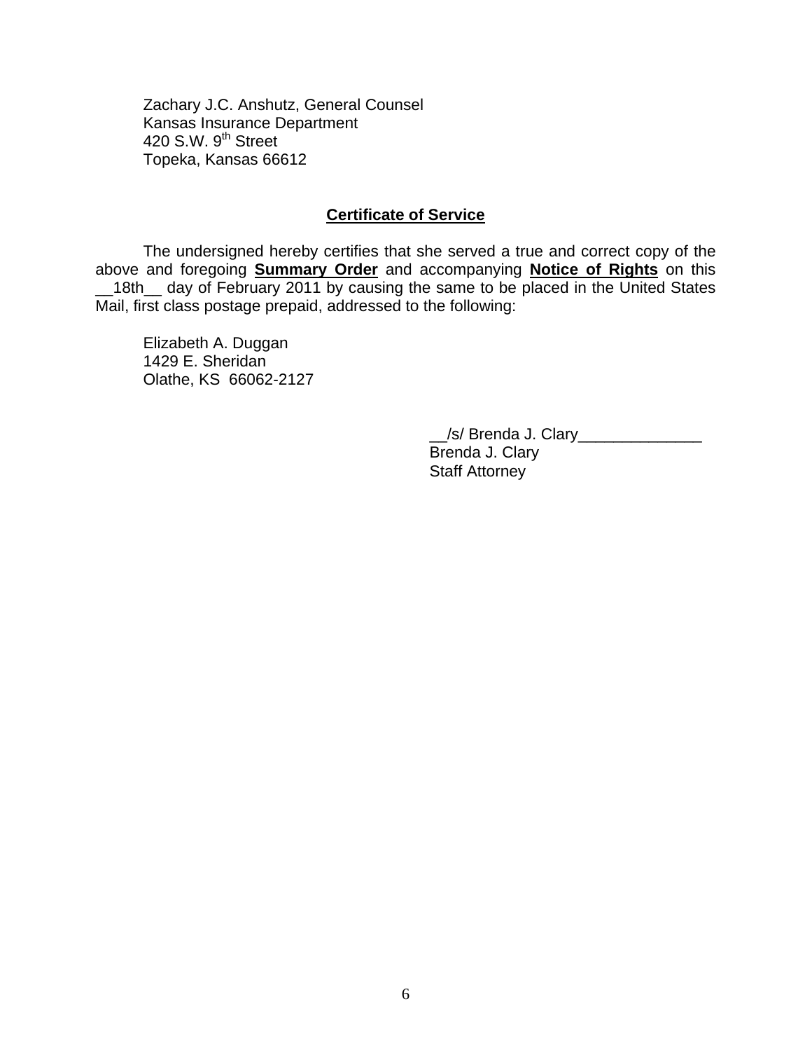Zachary J.C. Anshutz, General Counsel
Kansas Insurance Department
420 S.W. 9th Street
Topeka, Kansas 66612

**Certificate of Service**

The undersigned hereby certifies that she served a true and correct copy of the above and foregoing **Summary Order** and accompanying **Notice of Rights** on this __18th__ day of February 2011 by causing the same to be placed in the United States Mail, first class postage prepaid, addressed to the following:

Elizabeth A. Duggan
1429 E. Sheridan
Olathe, KS 66062-2127

__/s/ Brenda J. Clary______________
Brenda J. Clary
Staff Attorney